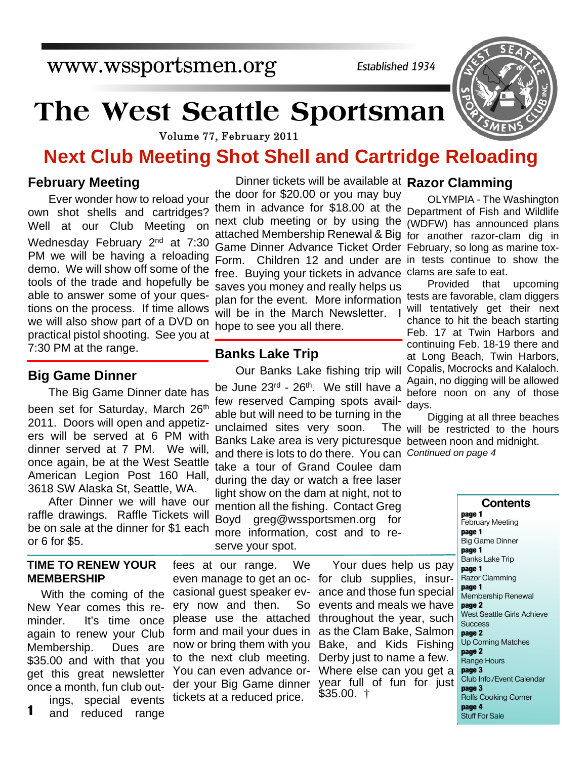www.wssportsmen.org

*Established 1934*

# The West Seattle Sportsman

Volume 77, February 2011

## Next Club Meeting Shot Shell and Cartridge Reloading

### February Meeting

Ever wonder how to reload your own shot shells and cartridges? Well at our Club Meeting on Wednesday February 2nd at 7:30 PM we will be having a reloading demo. We will show off some of the tools of the trade and hopefully be able to answer some of your questions on the process. If time allows we will also show part of a DVD on practical pistol shooting. See you at 7:30 PM at the range.

### Big Game Dinner

The Big Game Dinner date has been set for Saturday, March 26th 2011. Doors will open and appetizers will be served at 6 PM with dinner served at 7 PM. We will, once again, be at the West Seattle American Legion Post 160 Hall, 3618 SW Alaska St, Seattle, WA.

After Dinner we will have our raffle drawings. Raffle Tickets will be on sale at the dinner for $1 each or 6 for $5.

Dinner tickets will be available at the door for $20.00 or you may buy them in advance for $18.00 at the next club meeting or by using the attached Membership Renewal & Big Game Dinner Advance Ticket Order Form. Children 12 and under are free. Buying your tickets in advance saves you money and really helps us plan for the event. More information will be in the March Newsletter. I hope to see you all there.

### Banks Lake Trip

Our Banks Lake fishing trip will be June 23rd - 26th. We still have a few reserved Camping spots available but will need to be turning in the unclaimed sites very soon. The Banks Lake area is very picturesque and there is lots to do there. You can take a tour of Grand Coulee dam during the day or watch a free laser light show on the dam at night, not to mention all the fishing. Contact Greg Boyd greg@wssportsmen.org for more information, cost and to reserve your spot.

### Razor Clamming

OLYMPIA - The Washington Department of Fish and Wildlife (WDFW) has announced plans for another razor-clam dig in February, so long as marine toxin tests continue to show the clams are safe to eat.

Provided that upcoming tests are favorable, clam diggers will tentatively get their next chance to hit the beach starting Feb. 17 at Twin Harbors and continuing Feb. 18-19 there and at Long Beach, Twin Harbors, Copalis, Mocrocks and Kalaloch. Again, no digging will be allowed before noon on any of those days.

Digging at all three beaches will be restricted to the hours between noon and midnight.

*Continued on page 4*

### TIME TO RENEW YOUR MEMBERSHIP

With the coming of the New Year comes this reminder. It's time once again to renew your Club Membership. Dues are $35.00 and with that you get this great newsletter once a month, fun club outings, special events and reduced range fees at our range. We even manage to get an occasional guest speaker every now and then. So please use the attached form and mail your dues in now or bring them with you to the next club meeting. You can even advance order your Big Game dinner tickets at a reduced price.

Your dues help us pay for club supplies, insurance and those fun special events and meals we have throughout the year, such as the Clam Bake, Salmon Bake, and Kids Fishing Derby just to name a few. Where else can you get a year full of fun for just $35.00. †

### Contents

**page 1** February Meeting
**page 1** Big Game Dinner
**page 1** Banks Lake Trip
**page 1** Razor Clamming
**page 1** Membership Renewal
**page 2** West Seattle Girls Achieve Success
**page 2** Up Coming Matches
**page 2** Range Hours
**page 3** Club Info./Event Calendar
**page 3** Rolfs Cooking Corner
**page 4** Stuff For Sale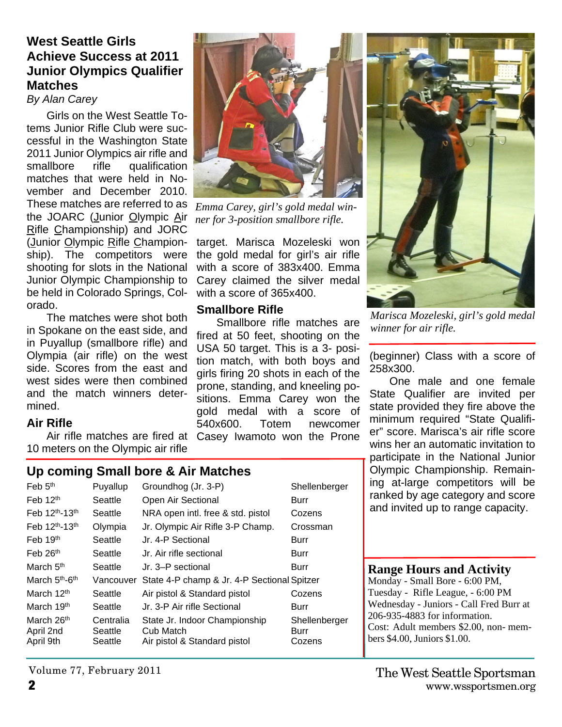## West Seattle Girls Achieve Success at 2011 Junior Olympics Qualifier Matches

*By Alan Carey*

Girls on the West Seattle Totems Junior Rifle Club were successful in the Washington State 2011 Junior Olympics air rifle and smallbore rifle qualification matches that were held in November and December 2010. These matches are referred to as the JOARC (Junior Olympic Air Rifle Championship) and JORC (Junior Olympic Rifle Championship). The competitors were shooting for slots in the National Junior Olympic Championship to be held in Colorado Springs, Colorado.

The matches were shot both in Spokane on the east side, and in Puyallup (smallbore rifle) and Olympia (air rifle) on the west side. Scores from the east and west sides were then combined and the match winners determined.

### Air Rifle

Air rifle matches are fired at 10 meters on the Olympic air rifle target. Marisca Mozeleski won the gold medal for girl's air rifle with a score of 383x400. Emma Carey claimed the silver medal with a score of 365x400.

*Emma Carey, girl's gold medal winner for 3-position smallbore rifle.*

### Smallbore Rifle

Smallbore rifle matches are fired at 50 feet, shooting on the USA 50 target. This is a 3- position match, with both boys and girls firing 20 shots in each of the prone, standing, and kneeling positions. Emma Carey won the gold medal with a score of 540x600. Totem newcomer Casey Iwamoto won the Prone (beginner) Class with a score of 258x300.

*Marisca Mozeleski, girl's gold medal winner for air rifle.*

One male and one female State Qualifier are invited per state provided they fire above the minimum required "State Qualifier" score. Marisca's air rifle score wins her an automatic invitation to participate in the National Junior Olympic Championship. Remaining at-large competitors will be ranked by age category and score and invited up to range capacity.

## Up coming Small bore & Air Matches

| | | | |
|---|---|---|---|
| Feb 5th | Puyallup | Groundhog (Jr. 3-P) | Shellenberger |
| Feb 12th | Seattle | Open Air Sectional | Burr |
| Feb 12th-13th | Seattle | NRA open intl. free & std. pistol | Cozens |
| Feb 12th-13th | Olympia | Jr. Olympic Air Rifle 3-P Champ. | Crossman |
| Feb 19th | Seattle | Jr. 4-P Sectional | Burr |
| Feb 26th | Seattle | Jr. Air rifle sectional | Burr |
| March 5th | Seattle | Jr. 3–P sectional | Burr |
| March 5th-6th | Vancouver | State 4-P champ & Jr. 4-P Sectional | Spitzer |
| March 12th | Seattle | Air pistol & Standard pistol | Cozens |
| March 19th | Seattle | Jr. 3-P Air rifle Sectional | Burr |
| March 26th | Centralia | State Jr. Indoor Championship | Shellenberger |
| April 2nd | Seattle | Cub Match | Burr |
| April 9th | Seattle | Air pistol & Standard pistol | Cozens |

## Range Hours and Activity

Monday - Small Bore - 6:00 PM,
Tuesday - Rifle League, - 6:00 PM
Wednesday - Juniors - Call Fred Burr at 206-935-4883 for information.
Cost: Adult members $2.00, non- members $4.00, Juniors $1.00.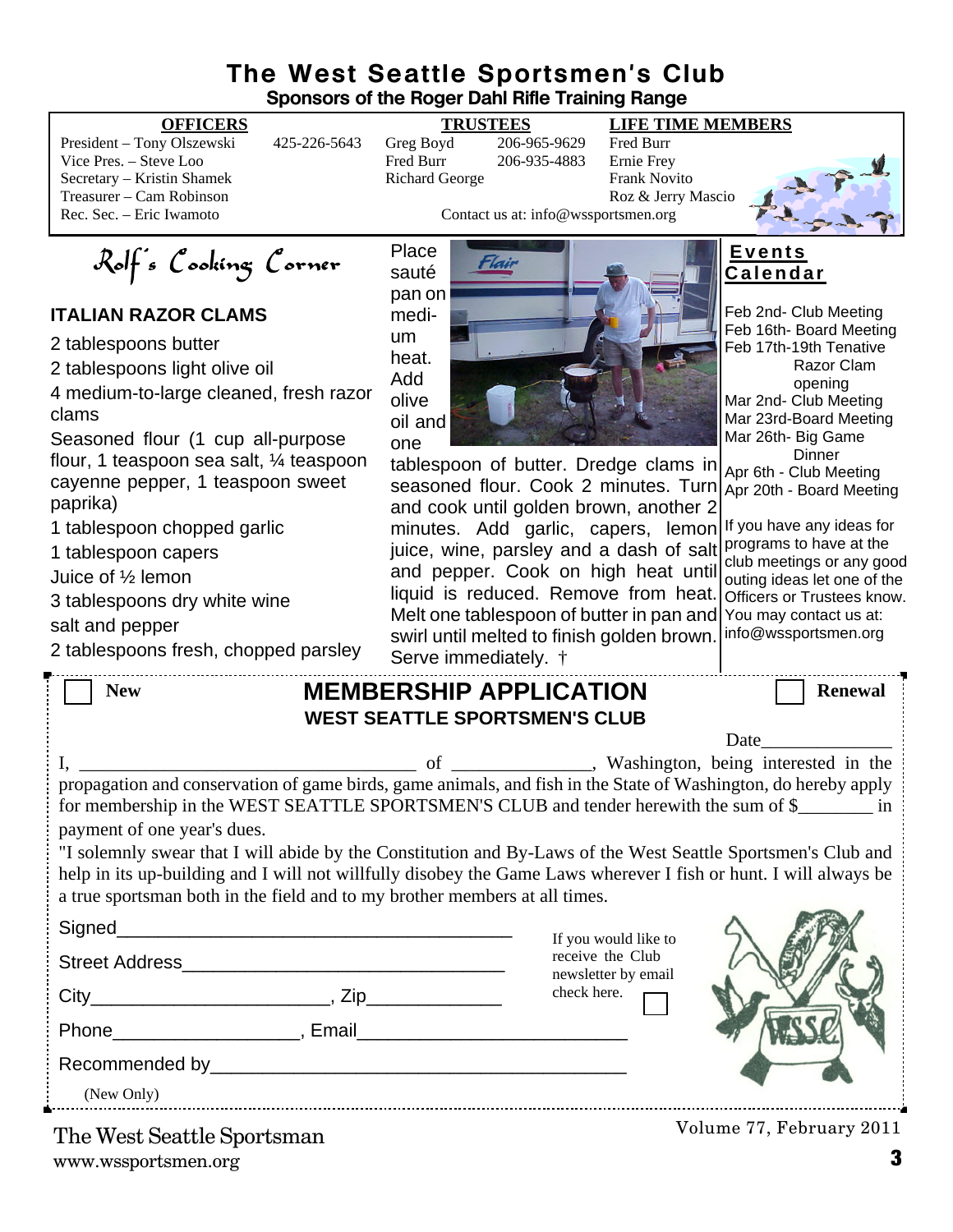# The West Seattle Sportsmen's Club

**Sponsors of the Roger Dahl Rifle Training Range**

| OFFICERS | | TRUSTEES | | LIFE TIME MEMBERS |
|---|---|---|---|---|
| President – Tony Olszewski | 425-226-5643 | Greg Boyd | 206-965-9629 | Fred Burr |
| Vice Pres. – Steve Loo | | Fred Burr | 206-935-4883 | Ernie Frey |
| Secretary – Kristin Shamek | | Richard George | | Frank Novito |
| Treasurer – Cam Robinson | | | | Roz & Jerry Mascio |
| Rec. Sec. – Eric Iwamoto | | | | |

Contact us at: info@wssportsmen.org

## Rolf's Cooking Corner

### ITALIAN RAZOR CLAMS

2 tablespoons butter
2 tablespoons light olive oil
4 medium-to-large cleaned, fresh razor clams
Seasoned flour (1 cup all-purpose flour, 1 teaspoon sea salt, ¼ teaspoon cayenne pepper, 1 teaspoon sweet paprika)
1 tablespoon chopped garlic
1 tablespoon capers
Juice of ½ lemon
3 tablespoons dry white wine
salt and pepper
2 tablespoons fresh, chopped parsley

Place sauté pan on medium heat. Add olive oil and one tablespoon of butter. Dredge clams in seasoned flour. Cook 2 minutes. Turn and cook until golden brown, another 2 minutes. Add garlic, capers, lemon juice, wine, parsley and a dash of salt and pepper. Cook on high heat until liquid is reduced. Remove from heat. Melt one tablespoon of butter in pan and swirl until melted to finish golden brown. Serve immediately. †

## Events Calendar

Feb 2nd- Club Meeting
Feb 16th- Board Meeting
Feb 17th-19th Tenative Razor Clam opening
Mar 2nd- Club Meeting
Mar 23rd-Board Meeting
Mar 26th- Big Game Dinner
Apr 6th - Club Meeting
Apr 20th - Board Meeting

If you have any ideas for programs to have at the club meetings or any good outing ideas let one of the Officers or Trustees know. You may contact us at: info@wssportsmen.org

---

☐ **New** **MEMBERSHIP APPLICATION** ☐ **Renewal**

**WEST SEATTLE SPORTSMEN'S CLUB**

Date______________

I, ___________________________________ of _______________, Washington, being interested in the propagation and conservation of game birds, game animals, and fish in the State of Washington, do hereby apply for membership in the WEST SEATTLE SPORTSMEN'S CLUB and tender herewith the sum of $________ in payment of one year's dues.

"I solemnly swear that I will abide by the Constitution and By-Laws of the West Seattle Sportsmen's Club and help in its up-building and I will not willfully disobey the Game Laws wherever I fish or hunt. I will always be a true sportsman both in the field and to my brother members at all times.

Signed_________________________________________

Street Address________________________________

City_______________________, Zip_____________

Phone__________________, Email__________________________

Recommended by_________________________________________

(New Only)

If you would like to receive the Club newsletter by email check here. ☐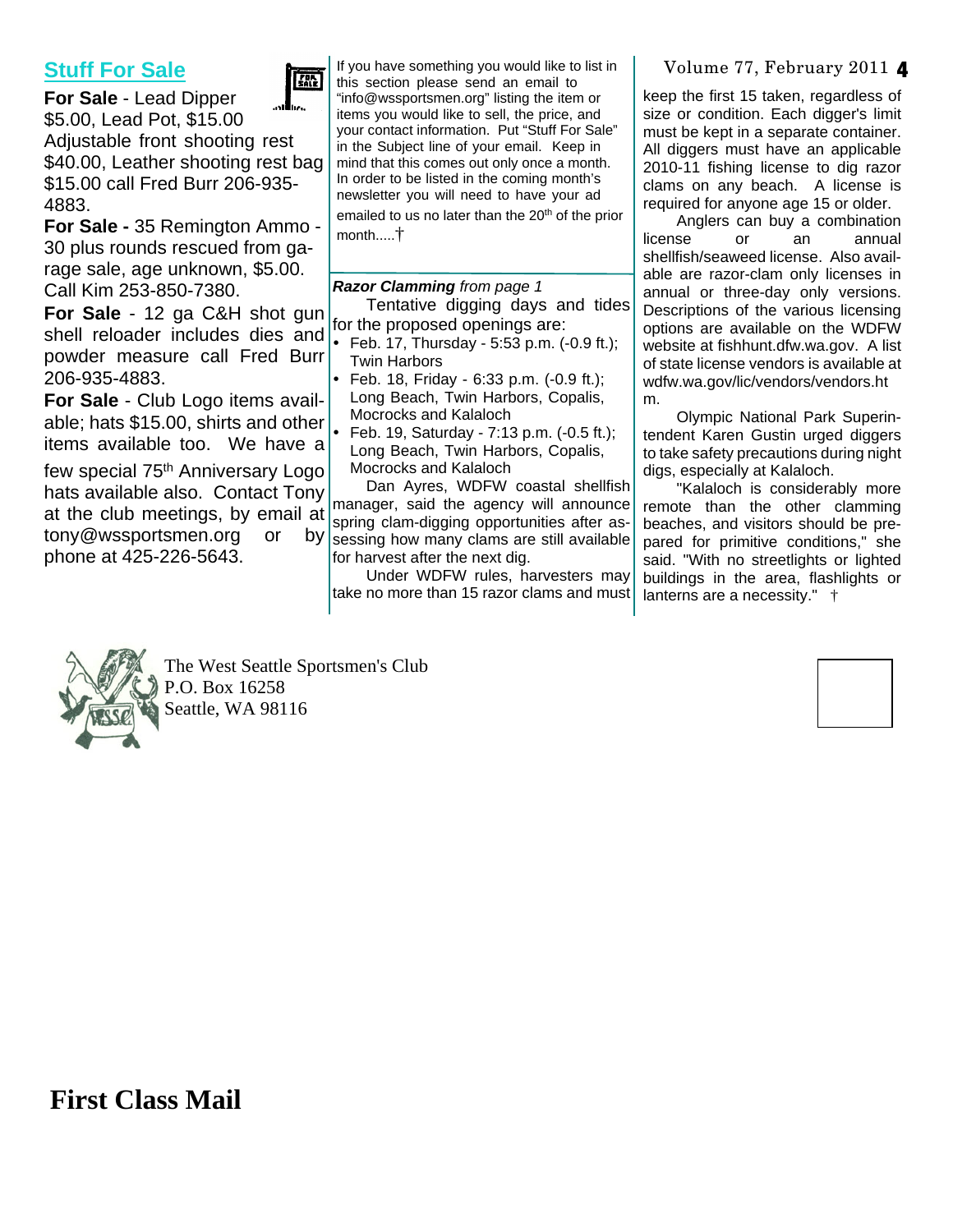## Stuff For Sale

**For Sale** - Lead Dipper $5.00, Lead Pot, $15.00 Adjustable front shooting rest $40.00, Leather shooting rest bag $15.00 call Fred Burr 206-935-4883.

**For Sale -** 35 Remington Ammo - 30 plus rounds rescued from garage sale, age unknown, $5.00. Call Kim 253-850-7380.

**For Sale** - 12 ga C&H shot gun shell reloader includes dies and powder measure call Fred Burr 206-935-4883.

**For Sale** - Club Logo items available; hats $15.00, shirts and other items available too. We have a few special 75th Anniversary Logo hats available also. Contact Tony at the club meetings, by email at tony@wssportsmen.org or by phone at 425-226-5643.

If you have something you would like to list in this section please send an email to "info@wssportsmen.org" listing the item or items you would like to sell, the price, and your contact information. Put "Stuff For Sale" in the Subject line of your email. Keep in mind that this comes out only once a month. In order to be listed in the coming month's newsletter you will need to have your ad emailed to us no later than the 20th of the prior month.....†

***Razor Clamming*** *from page 1*

Tentative digging days and tides for the proposed openings are:

- Feb. 17, Thursday - 5:53 p.m. (-0.9 ft.); Twin Harbors
- Feb. 18, Friday - 6:33 p.m. (-0.9 ft.); Long Beach, Twin Harbors, Copalis, Mocrocks and Kalaloch
- Feb. 19, Saturday - 7:13 p.m. (-0.5 ft.); Long Beach, Twin Harbors, Copalis, Mocrocks and Kalaloch

Dan Ayres, WDFW coastal shellfish manager, said the agency will announce spring clam-digging opportunities after assessing how many clams are still available for harvest after the next dig.

Under WDFW rules, harvesters may take no more than 15 razor clams and must keep the first 15 taken, regardless of size or condition. Each digger's limit must be kept in a separate container. All diggers must have an applicable 2010-11 fishing license to dig razor clams on any beach. A license is required for anyone age 15 or older.

Anglers can buy a combination license or an annual shellfish/seaweed license. Also available are razor-clam only licenses in annual or three-day only versions. Descriptions of the various licensing options are available on the WDFW website at fishhunt.dfw.wa.gov. A list of state license vendors is available at wdfw.wa.gov/lic/vendors/vendors.htm.

Olympic National Park Superintendent Karen Gustin urged diggers to take safety precautions during night digs, especially at Kalaloch.

"Kalaloch is considerably more remote than the other clamming beaches, and visitors should be prepared for primitive conditions," she said. "With no streetlights or lighted buildings in the area, flashlights or lanterns are a necessity." †

The West Seattle Sportsmen's Club
P.O. Box 16258
Seattle, WA 98116

**First Class Mail**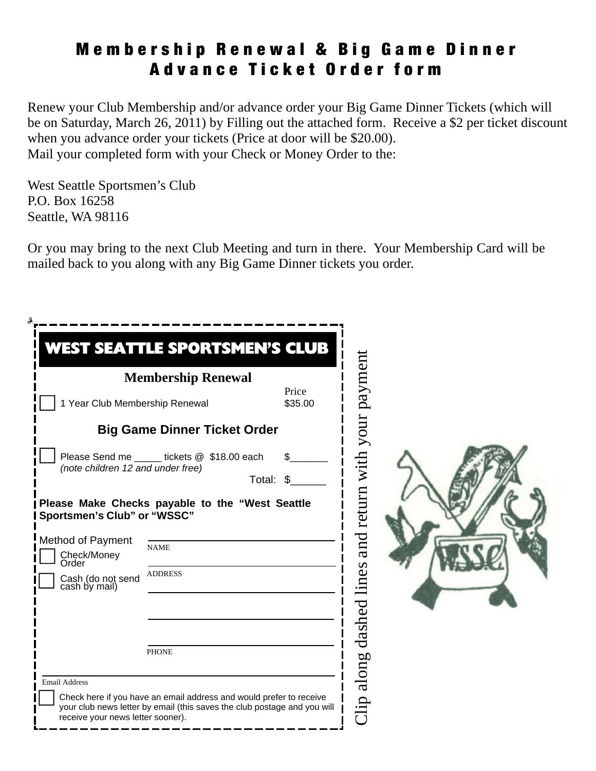# Membership Renewal & Big Game Dinner Advance Ticket Order form

Renew your Club Membership and/or advance order your Big Game Dinner Tickets (which will be on Saturday, March 26, 2011) by Filling out the attached form. Receive a $2 per ticket discount when you advance order your tickets (Price at door will be $20.00).
Mail your completed form with your Check or Money Order to the:

West Seattle Sportsmen's Club
P.O. Box 16258
Seattle, WA 98116

Or you may bring to the next Club Meeting and turn in there. Your Membership Card will be mailed back to you along with any Big Game Dinner tickets you order.

## WEST SEATTLE SPORTSMEN'S CLUB

### Membership Renewal

| | | Price |
|---|---|---|
| ☐ | 1 Year Club Membership Renewal | $35.00 |

### Big Game Dinner Ticket Order

☐ Please Send me _____ tickets @ $18.00 each $_______
*(note children 12 and under free)*

Total: $______

**Please Make Checks payable to the "West Seattle Sportsmen's Club" or "WSSC"**

Method of Payment

☐ Check/Money Order

☐ Cash (do not send cash by mail)

NAME ______________________________

ADDRESS ______________________________

______________________________

______________________________

PHONE ______________________________

______________________________
Email Address

☐ Check here if you have an email address and would prefer to receive your club news letter by email (this saves the club postage and you will receive your news letter sooner).

Clip along dashed lines and return with your payment